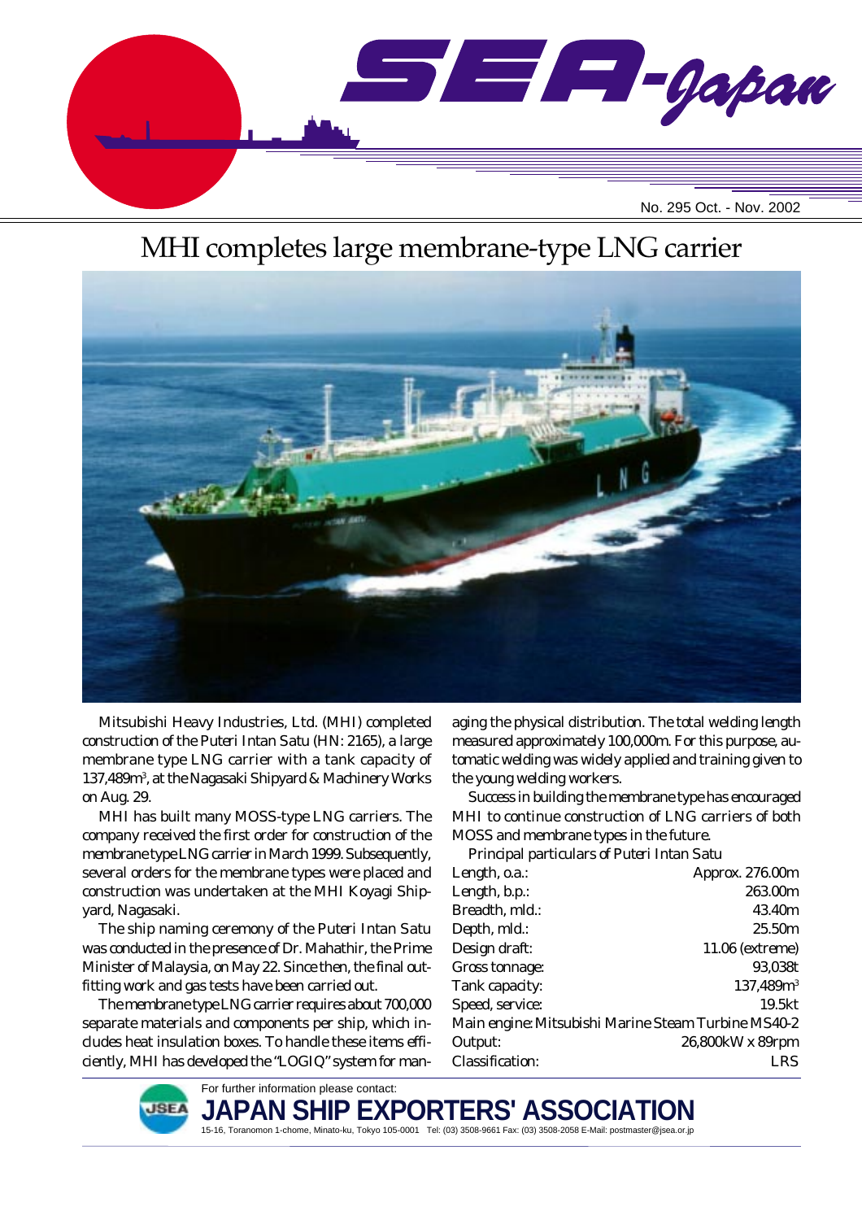# SEA-Japan

No. 295 Oct. - Nov. 2002

## MHI completes large membrane-type LNG carrier

Mitsubishi Heavy Industries, Ltd. (MHI) completed construction of the Puteri Intan Satu (HN: 2165), a large membrane type LNG carrier with a tank capacity of 137,489m$^3$, at the Nagasaki Shipyard & Machinery Works on Aug. 29.

MHI has built many MOSS-type LNG carriers. The company received the first order for construction of the membrane type LNG carrier in March 1999. Subsequently, several orders for the membrane types were placed and construction was undertaken at the MHI Koyagi Shipyard, Nagasaki.

The ship naming ceremony of the Puteri Intan Satu was conducted in the presence of Dr. Mahathir, the Prime Minister of Malaysia, on May 22. Since then, the final outfitting work and gas tests have been carried out.

The membrane type LNG carrier requires about 700,000 separate materials and components per ship, which includes heat insulation boxes. To handle these items efficiently, MHI has developed the "LOGIQ" system for managing the physical distribution. The total welding length measured approximately 100,000m. For this purpose, automatic welding was widely applied and training given to the young welding workers.

Success in building the membrane type has encouraged MHI to continue construction of LNG carriers of both MOSS and membrane types in the future.

Principal particulars of Puteri Intan Satu

| | |
|---|---|
| Length, o.a.: | Approx. 276.00m |
| Length, b.p.: | 263.00m |
| Breadth, mld.: | 43.40m |
| Depth, mld.: | 25.50m |
| Design draft: | 11.06 (extreme) |
| Gross tonnage: | 93,038t |
| Tank capacity: | 137,489m$^3$ |
| Speed, service: | 19.5kt |
| Main engine: Mitsubishi Marine Steam Turbine MS40-2 | |
| Output: | 26,800kW x 89rpm |
| Classification: | LRS |

For further information please contact:

**JAPAN SHIP EXPORTERS' ASSOCIATION**

15-16, Toranomon 1-chome, Minato-ku, Tokyo 105-0001 Tel: (03) 3508-9661 Fax: (03) 3508-2058 E-Mail: postmaster@jsea.or.jp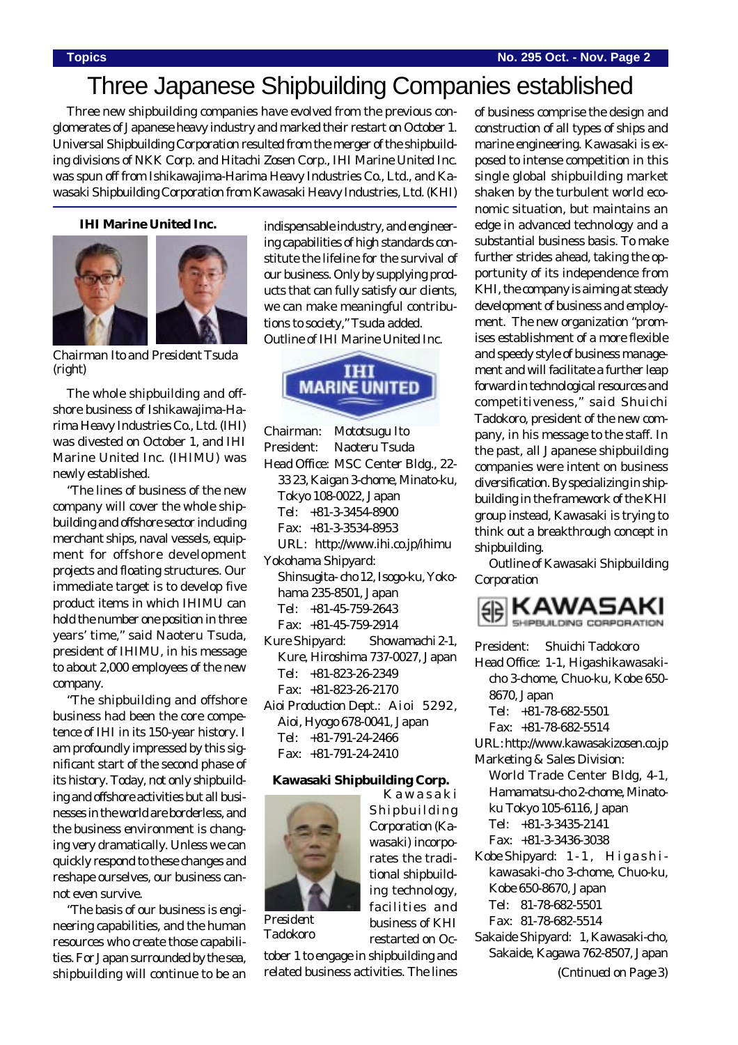# Three Japanese Shipbuilding Companies established

Three new shipbuilding companies have evolved from the previous conglomerates of Japanese heavy industry and marked their restart on October 1. Universal Shipbuilding Corporation resulted from the merger of the shipbuilding divisions of NKK Corp. and Hitachi Zosen Corp., IHI Marine United Inc. was spun off from Ishikawajima-Harima Heavy Industries Co., Ltd., and Kawasaki Shipbuilding Corporation from Kawasaki Heavy Industries, Ltd. (KHI)

## IHI Marine United Inc.

Chairman Ito and President Tsuda (right)

The whole shipbuilding and offshore business of Ishikawajima-Harima Heavy Industries Co., Ltd. (IHI) was divested on October 1, and IHI Marine United Inc. (IHIMU) was newly established.

"The lines of business of the new company will cover the whole shipbuilding and offshore sector including merchant ships, naval vessels, equipment for offshore development projects and floating structures. Our immediate target is to develop five product items in which IHIMU can hold the number one position in three years' time," said Naoteru Tsuda, president of IHIMU, in his message to about 2,000 employees of the new company.

"The shipbuilding and offshore business had been the core competence of IHI in its 150-year history. I am profoundly impressed by this significant start of the second phase of its history. Today, not only shipbuilding and offshore activities but all businesses in the world are borderless, and the business environment is changing very dramatically. Unless we can quickly respond to these changes and reshape ourselves, our business cannot even survive.

"The basis of our business is engineering capabilities, and the human resources who create those capabilities. For Japan surrounded by the sea, shipbuilding will continue to be an indispensable industry, and engineering capabilities of high standards constitute the lifeline for the survival of our business. Only by supplying products that can fully satisfy our clients, we can make meaningful contributions to society," Tsuda added.

Outline of IHI Marine United Inc.

Chairman: Mototsugu Ito
President: Naoteru Tsuda
Head Office: MSC Center Bldg., 22-33 23, Kaigan 3-chome, Minato-ku, Tokyo 108-0022, Japan
Tel: +81-3-3454-8900
Fax: +81-3-3534-8953
URL: http://www.ihi.co.jp/ihimu
Yokohama Shipyard:
Shinsugita-cho 12, Isogo-ku, Yokohama 235-8501, Japan
Tel: +81-45-759-2643
Fax: +81-45-759-2914
Kure Shipyard: Showamachi 2-1, Kure, Hiroshima 737-0027, Japan
Tel: +81-823-26-2349
Fax: +81-823-26-2170
Aioi Production Dept.: Aioi 5292, Aioi, Hyogo 678-0041, Japan
Tel: +81-791-24-2466
Fax: +81-791-24-2410

## Kawasaki Shipbuilding Corp.

President Tadokoro

Kawasaki Shipbuilding Corporation (Kawasaki) incorporates the traditional shipbuilding technology, facilities and business of KHI restarted on October 1 to engage in shipbuilding and related business activities. The lines of business comprise the design and construction of all types of ships and marine engineering. Kawasaki is exposed to intense competition in this single global shipbuilding market shaken by the turbulent world economic situation, but maintains an edge in advanced technology and a substantial business basis. To make further strides ahead, taking the opportunity of its independence from KHI, the company is aiming at steady development of business and employment. The new organization "promises establishment of a more flexible and speedy style of business management and will facilitate a further leap forward in technological resources and competitiveness," said Shuichi Tadokoro, president of the new company, in his message to the staff. In the past, all Japanese shipbuilding companies were intent on business diversification. By specializing in shipbuilding in the framework of the KHI group instead, Kawasaki is trying to think out a breakthrough concept in shipbuilding.

Outline of Kawasaki Shipbuilding Corporation

President: Shuichi Tadokoro
Head Office: 1-1, Higashikawasaki-cho 3-chome, Chuo-ku, Kobe 650-8670, Japan
Tel: +81-78-682-5501
Fax: +81-78-682-5514
URL: http://www.kawasakizosen.co.jp
Marketing & Sales Division:
World Trade Center Bldg, 4-1, Hamamatsu-cho 2-chome, Minato-ku Tokyo 105-6116, Japan
Tel: +81-3-3435-2141
Fax: +81-3-3436-3038
Kobe Shipyard: 1-1, Higashikawasaki-cho 3-chome, Chuo-ku, Kobe 650-8670, Japan
Tel: 81-78-682-5501
Fax: 81-78-682-5514
Sakaide Shipyard: 1, Kawasaki-cho, Sakaide, Kagawa 762-8507, Japan

(Cntinued on Page 3)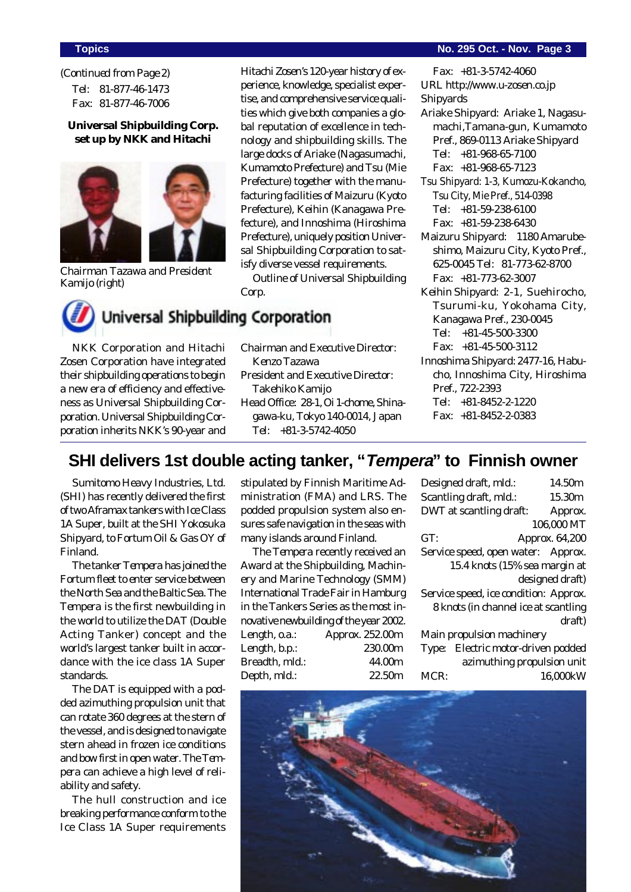(Continued from Page 2)

Tel: 81-877-46-1473
Fax: 81-877-46-7006

## Universal Shipbuilding Corp. set up by NKK and Hitachi

Chairman Tazawa and President Kamijo (right)

**Universal Shipbuilding Corporation**

NKK Corporation and Hitachi Zosen Corporation have integrated their shipbuilding operations to begin a new era of efficiency and effectiveness as Universal Shipbuilding Corporation. Universal Shipbuilding Corporation inherits NKK's 90-year and Hitachi Zosen's 120-year history of experience, knowledge, specialist expertise, and comprehensive service qualities which give both companies a global reputation of excellence in technology and shipbuilding skills. The large docks of Ariake (Nagasumachi, Kumamoto Prefecture) and Tsu (Mie Prefecture) together with the manufacturing facilities of Maizuru (Kyoto Prefecture), Keihin (Kanagawa Prefecture), and Innoshima (Hiroshima Prefecture), uniquely position Universal Shipbuilding Corporation to satisfy diverse vessel requirements.

Outline of Universal Shipbuilding Corp.

Chairman and Executive Director: Kenzo Tazawa
President and Executive Director: Takehiko Kamijo
Head Office: 28-1, Oi 1-chome, Shinagawa-ku, Tokyo 140-0014, Japan
Tel: +81-3-5742-4050
Fax: +81-3-5742-4060
URL http://www.u-zosen.co.jp

Shipyards

Ariake Shipyard: Ariake 1, Nagasumachi,Tamana-gun, Kumamoto Pref., 869-0113 Ariake Shipyard
Tel: +81-968-65-7100
Fax: +81-968-65-7123

Tsu Shipyard: 1-3, Kumozu-Kokancho, Tsu City, Mie Pref., 514-0398
Tel: +81-59-238-6100
Fax: +81-59-238-6430

Maizuru Shipyard: 1180 Amarubeshimo, Maizuru City, Kyoto Pref., 625-0045 Tel: 81-773-62-8700
Fax: +81-773-62-3007

Keihin Shipyard: 2-1, Suehirocho, Tsurumi-ku, Yokohama City, Kanagawa Pref., 230-0045
Tel: +81-45-500-3300
Fax: +81-45-500-3112

Innoshima Shipyard: 2477-16, Habucho, Innoshima City, Hiroshima Pref., 722-2393
Tel: +81-8452-2-1220
Fax: +81-8452-2-0383

## SHI delivers 1st double acting tanker, "*Tempera*" to Finnish owner

Sumitomo Heavy Industries, Ltd. (SHI) has recently delivered the first of two Aframax tankers with Ice Class 1A Super, built at the SHI Yokosuka Shipyard, to Fortum Oil & Gas OY of Finland.

The tanker *Tempera* has joined the Fortum fleet to enter service between the North Sea and the Baltic Sea. The *Tempera* is the first newbuilding in the world to utilize the DAT (Double Acting Tanker) concept and the world's largest tanker built in accordance with the ice class 1A Super standards.

The DAT is equipped with a podded azimuthing propulsion unit that can rotate 360 degrees at the stern of the vessel, and is designed to navigate stern ahead in frozen ice conditions and bow first in open water. The *Tempera* can achieve a high level of reliability and safety.

The hull construction and ice breaking performance conform to the Ice Class 1A Super requirements stipulated by Finnish Maritime Administration (FMA) and LRS. The podded propulsion system also ensures safe navigation in the seas with many islands around Finland.

The *Tempera* recently received an Award at the Shipbuilding, Machinery and Marine Technology (SMM) International Trade Fair in Hamburg in the Tankers Series as the most innovative newbuilding of the year 2002.

| | |
|---|---|
| Length, o.a.: | Approx. 252.00m |
| Length, b.p.: | 230.00m |
| Breadth, mld.: | 44.00m |
| Depth, mld.: | 22.50m |
| Designed draft, mld.: | 14.50m |
| Scantling draft, mld.: | 15.30m |
| DWT at scantling draft: | Approx. 106,000 MT |
| GT: | Approx. 64,200 |
| Service speed, open water: | Approx. 15.4 knots (15% sea margin at designed draft) |
| Service speed, ice condition: | Approx. 8 knots (in channel ice at scantling draft) |

Main propulsion machinery

| | |
|---|---|
| Type: | Electric motor-driven podded azimuthing propulsion unit |
| MCR: | 16,000kW |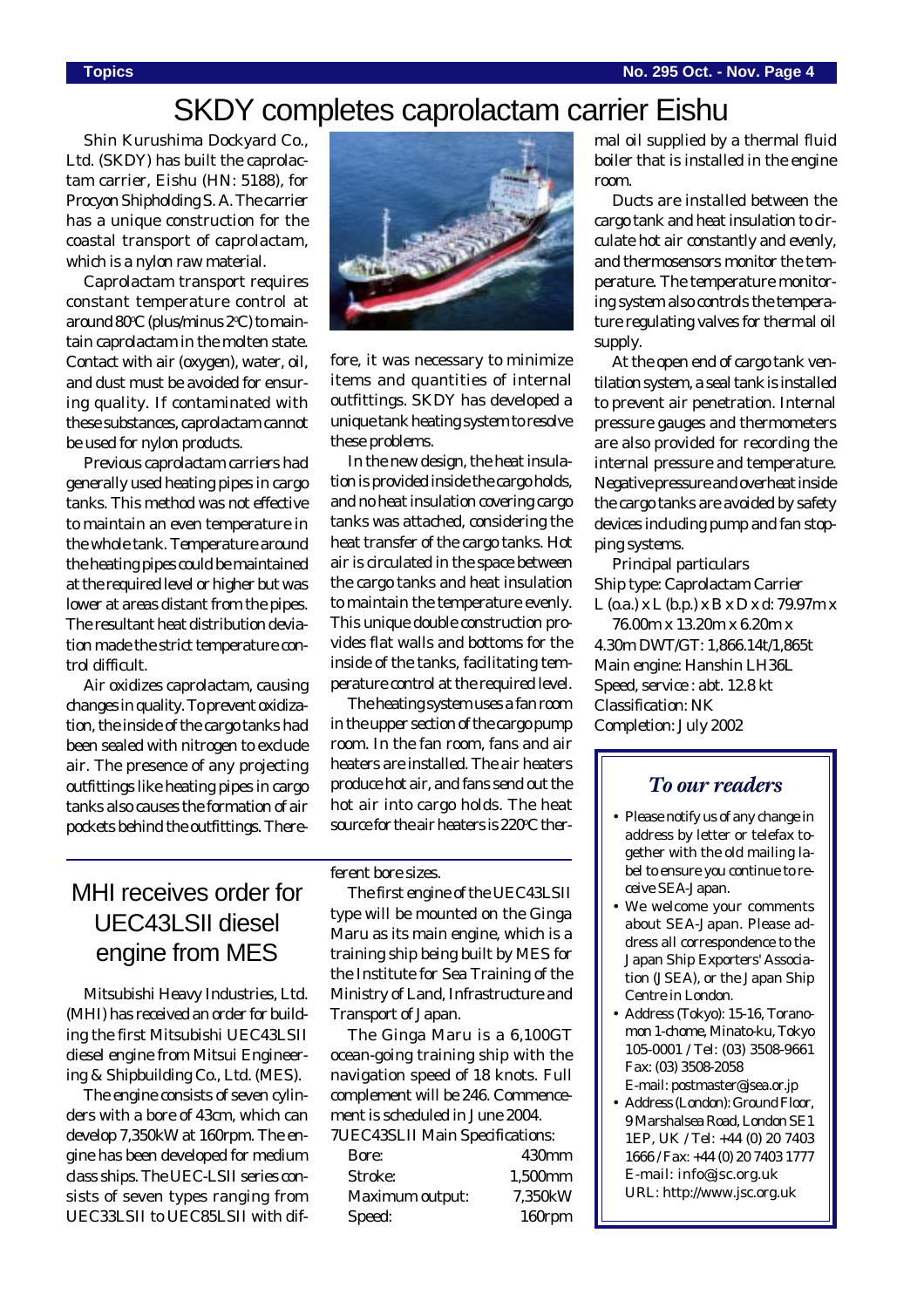# SKDY completes caprolactam carrier Eishu

Shin Kurushima Dockyard Co., Ltd. (SKDY) has built the caprolactam carrier, Eishu (HN: 5188), for Procyon Shipholding S. A. The carrier has a unique construction for the coastal transport of caprolactam, which is a nylon raw material.

Caprolactam transport requires constant temperature control at around 80ºC (plus/minus 2ºC) to maintain caprolactam in the molten state. Contact with air (oxygen), water, oil, and dust must be avoided for ensuring quality. If contaminated with these substances, caprolactam cannot be used for nylon products.

Previous caprolactam carriers had generally used heating pipes in cargo tanks. This method was not effective to maintain an even temperature in the whole tank. Temperature around the heating pipes could be maintained at the required level or higher but was lower at areas distant from the pipes. The resultant heat distribution deviation made the strict temperature control difficult.

Air oxidizes caprolactam, causing changes in quality. To prevent oxidization, the inside of the cargo tanks had been sealed with nitrogen to exclude air. The presence of any projecting outfittings like heating pipes in cargo tanks also causes the formation of air pockets behind the outfittings. Therefore, it was necessary to minimize items and quantities of internal outfittings. SKDY has developed a unique tank heating system to resolve these problems.

In the new design, the heat insulation is provided inside the cargo holds, and no heat insulation covering cargo tanks was attached, considering the heat transfer of the cargo tanks. Hot air is circulated in the space between the cargo tanks and heat insulation to maintain the temperature evenly. This unique double construction provides flat walls and bottoms for the inside of the tanks, facilitating temperature control at the required level.

The heating system uses a fan room in the upper section of the cargo pump room. In the fan room, fans and air heaters are installed. The air heaters produce hot air, and fans send out the hot air into cargo holds. The heat source for the air heaters is 220ºC thermal oil supplied by a thermal fluid boiler that is installed in the engine room.

Ducts are installed between the cargo tank and heat insulation to circulate hot air constantly and evenly, and thermosensors monitor the temperature. The temperature monitoring system also controls the temperature regulating valves for thermal oil supply.

At the open end of cargo tank ventilation system, a seal tank is installed to prevent air penetration. Internal pressure gauges and thermometers are also provided for recording the internal pressure and temperature. Negative pressure and overheat inside the cargo tanks are avoided by safety devices including pump and fan stopping systems.

Principal particulars
Ship type: Caprolactam Carrier
L (o.a.) x L (b.p.) x B x D x d: 79.97m x 76.00m x 13.20m x 6.20m x 4.30m
DWT/GT: 1,866.14t/1,865t
Main engine: Hanshin LH36L
Speed, service : abt. 12.8 kt
Classification: NK
Completion: July 2002

## MHI receives order for UEC43LSII diesel engine from MES

Mitsubishi Heavy Industries, Ltd. (MHI) has received an order for building the first Mitsubishi UEC43LSII diesel engine from Mitsui Engineering & Shipbuilding Co., Ltd. (MES).

The engine consists of seven cylinders with a bore of 43cm, which can develop 7,350kW at 160rpm. The engine has been developed for medium class ships. The UEC-LSII series consists of seven types ranging from UEC33LSII to UEC85LSII with different bore sizes.

The first engine of the UEC43LSII type will be mounted on the Ginga Maru as its main engine, which is a training ship being built by MES for the Institute for Sea Training of the Ministry of Land, Infrastructure and Transport of Japan.

The Ginga Maru is a 6,100GT ocean-going training ship with the navigation speed of 18 knots. Full complement will be 246. Commencement is scheduled in June 2004.

7UEC43SLII Main Specifications:

| | |
|---|---|
| Bore: | 430mm |
| Stroke: | 1,500mm |
| Maximum output: | 7,350kW |
| Speed: | 160rpm |

### *To our readers*

- Please notify us of any change in address by letter or telefax together with the old mailing label to ensure you continue to receive SEA-Japan.
- We welcome your comments about SEA-Japan. Please address all correspondence to the Japan Ship Exporters' Association (JSEA), or the Japan Ship Centre in London.
- Address (Tokyo): 15-16, Toranomon 1-chome, Minato-ku, Tokyo 105-0001 / Tel: (03) 3508-9661 Fax: (03) 3508-2058 E-mail: postmaster@jsea.or.jp
- Address (London): Ground Floor, 9 Marshalsea Road, London SE1 1EP, UK / Tel: +44 (0) 20 7403 1666 / Fax: +44 (0) 20 7403 1777 E-mail: info@jsc.org.uk URL: http://www.jsc.org.uk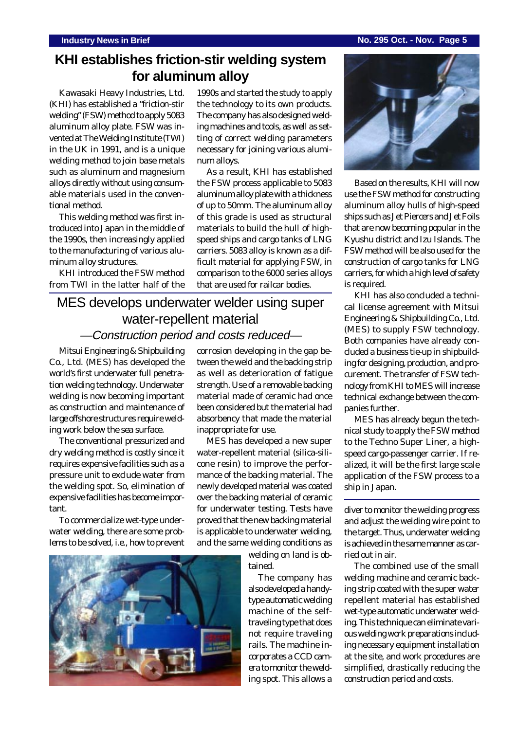## KHI establishes friction-stir welding system for aluminum alloy

Kawasaki Heavy Industries, Ltd. (KHI) has established a "friction-stir welding" (FSW) method to apply 5083 aluminum alloy plate. FSW was invented at The Welding Institute (TWI) in the UK in 1991, and is a unique welding method to join base metals such as aluminum and magnesium alloys directly without using consumable materials used in the conventional method.

This welding method was first introduced into Japan in the middle of the 1990s, then increasingly applied to the manufacturing of various aluminum alloy structures.

KHI introduced the FSW method from TWI in the latter half of the 1990s and started the study to apply the technology to its own products. The company has also designed welding machines and tools, as well as setting of correct welding parameters necessary for joining various aluminum alloys.

As a result, KHI has established the FSW process applicable to 5083 aluminum alloy plate with a thickness of up to 50mm. The aluminum alloy of this grade is used as structural materials to build the hull of high-speed ships and cargo tanks of LNG carriers. 5083 alloy is known as a difficult material for applying FSW, in comparison to the 6000 series alloys that are used for railcar bodies.

Based on the results, KHI will now use the FSW method for constructing aluminum alloy hulls of high-speed ships such as Jet Piercers and Jet Foils that are now becoming popular in the Kyushu district and Izu Islands. The FSW method will be also used for the construction of cargo tanks for LNG carriers, for which a high level of safety is required.

KHI has also concluded a technical license agreement with Mitsui Engineering & Shipbuilding Co., Ltd. (MES) to supply FSW technology. Both companies have already concluded a business tie-up in shipbuilding for designing, production, and procurement. The transfer of FSW technology from KHI to MES will increase technical exchange between the companies further.

MES has already begun the technical study to apply the FSW method to the Techno Super Liner, a high-speed cargo-passenger carrier. If realized, it will be the first large scale application of the FSW process to a ship in Japan.

## MES develops underwater welder using super water-repellent material

### —*Construction period and costs reduced*—

Mitsui Engineering & Shipbuilding Co., Ltd. (MES) has developed the world's first underwater full penetration welding technology. Underwater welding is now becoming important as construction and maintenance of large offshore structures require welding work below the sea surface.

The conventional pressurized and dry welding method is costly since it requires expensive facilities such as a pressure unit to exclude water from the welding spot. So, elimination of expensive facilities has become important.

To commercialize wet-type underwater welding, there are some problems to be solved, i.e., how to prevent corrosion developing in the gap between the weld and the backing strip as well as deterioration of fatigue strength. Use of a removable backing material made of ceramic had once been considered but the material had absorbency that made the material inappropriate for use.

MES has developed a new super water-repellent material (silica-silicone resin) to improve the performance of the backing material. The newly developed material was coated over the backing material of ceramic for underwater testing. Tests have proved that the new backing material is applicable to underwater welding, and the same welding conditions as welding on land is obtained.

The company has also developed a handy-type automatic welding machine of the self-traveling type that does not require traveling rails. The machine incorporates a CCD camera to monitor the welding spot. This allows a diver to monitor the welding progress and adjust the welding wire point to the target. Thus, underwater welding is achieved in the same manner as carried out in air.

The combined use of the small welding machine and ceramic backing strip coated with the super water repellent material has established wet-type automatic underwater welding. This technique can eliminate various welding work preparations including necessary equipment installation at the site, and work procedures are simplified, drastically reducing the construction period and costs.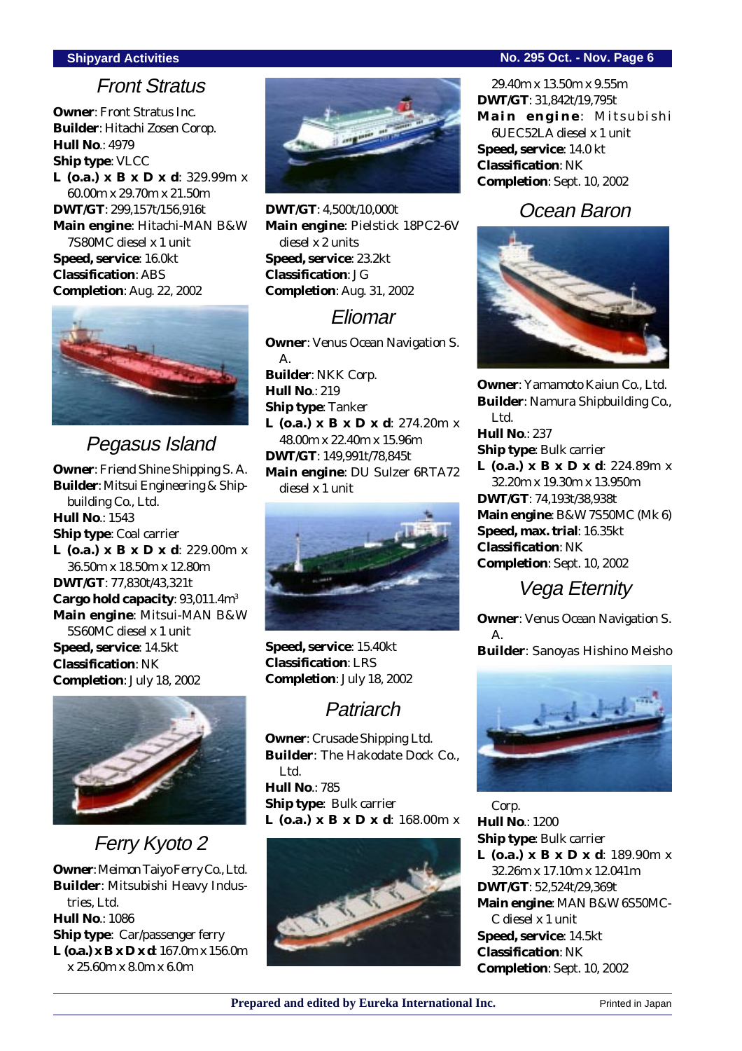**Shipyard Activities**

## Front Stratus

**Owner**: Front Stratus Inc.
**Builder**: Hitachi Zosen Corop.
**Hull No**.: 4979
**Ship type**: VLCC
**L (o.a.) x B x D x d**: 329.99m x 60.00m x 29.70m x 21.50m
**DWT/GT**: 299,157t/156,916t
**Main engine**: Hitachi-MAN B&W 7S80MC diesel x 1 unit
**Speed, service**: 16.0kt
**Classification**: ABS
**Completion**: Aug. 22, 2002

## Pegasus Island

**Owner**: Friend Shine Shipping S. A.
**Builder**: Mitsui Engineering & Shipbuilding Co., Ltd.
**Hull No**.: 1543
**Ship type**: Coal carrier
**L (o.a.) x B x D x d**: 229.00m x 36.50m x 18.50m x 12.80m
**DWT/GT**: 77,830t/43,321t
**Cargo hold capacity**: 93,011.4m$^3$
**Main engine**: Mitsui-MAN B&W 5S60MC diesel x 1 unit
**Speed, service**: 14.5kt
**Classification**: NK
**Completion**: July 18, 2002

## Ferry Kyoto 2

**Owner**: Meimon Taiyo Ferry Co., Ltd.
**Builder**: Mitsubishi Heavy Industries, Ltd.
**Hull No**.: 1086
**Ship type**: Car/passenger ferry
**L (o.a.) x B x D x d**: 167.0m x 156.0m x 25.60m x 8.0m x 6.0m
**DWT/GT**: 4,500t/10,000t
**Main engine**: Pielstick 18PC2-6V diesel x 2 units
**Speed, service**: 23.2kt
**Classification**: JG
**Completion**: Aug. 31, 2002

## Eliomar

**Owner**: Venus Ocean Navigation S. A.
**Builder**: NKK Corp.
**Hull No**.: 219
**Ship type**: Tanker
**L (o.a.) x B x D x d**: 274.20m x 48.00m x 22.40m x 15.96m
**DWT/GT**: 149,991t/78,845t
**Main engine**: DU Sulzer 6RTA72 diesel x 1 unit
**Speed, service**: 15.40kt
**Classification**: LRS
**Completion**: July 18, 2002

## Patriarch

**Owner**: Crusade Shipping Ltd.
**Builder**: The Hakodate Dock Co., Ltd.
**Hull No**.: 785
**Ship type**: Bulk carrier
**L (o.a.) x B x D x d**: 168.00m x 29.40m x 13.50m x 9.55m
**DWT/GT**: 31,842t/19,795t
**Main engine**: Mitsubishi 6UEC52LA diesel x 1 unit
**Speed, service**: 14.0 kt
**Classification**: NK
**Completion**: Sept. 10, 2002

## Ocean Baron

**Owner**: Yamamoto Kaiun Co., Ltd.
**Builder**: Namura Shipbuilding Co., Ltd.
**Hull No**.: 237
**Ship type**: Bulk carrier
**L (o.a.) x B x D x d**: 224.89m x 32.20m x 19.30m x 13.950m
**DWT/GT**: 74,193t/38,938t
**Main engine**: B&W 7S50MC (Mk 6)
**Speed, max. trial**: 16.35kt
**Classification**: NK
**Completion**: Sept. 10, 2002

## Vega Eternity

**Owner**: Venus Ocean Navigation S. A.
**Builder**: Sanoyas Hishino Meisho Corp.
**Hull No**.: 1200
**Ship type**: Bulk carrier
**L (o.a.) x B x D x d**: 189.90m x 32.26m x 17.10m x 12.041m
**DWT/GT**: 52,524t/29,369t
**Main engine**: MAN B&W 6S50MC-C diesel x 1 unit
**Speed, service**: 14.5kt
**Classification**: NK
**Completion**: Sept. 10, 2002

**Prepared and edited by Eureka International Inc.** Printed in Japan